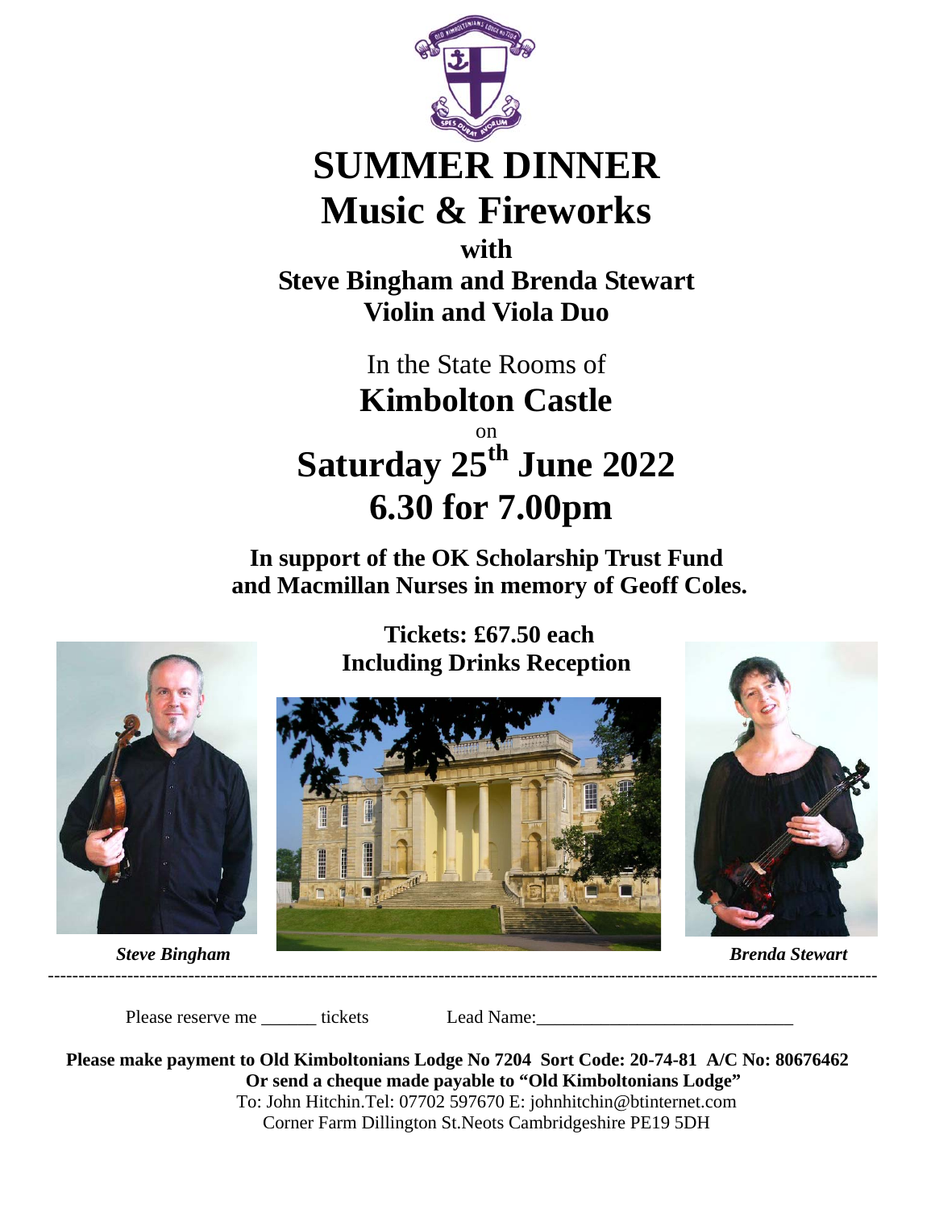# SUMMER DINNER

# Music & Fireworks

**with**

**Steve Bingham and Brenda Stewart**

**Violin and Viola Duo**

In the State Rooms of

## Kimbolton Castle

on

## Saturday 25th June 2022

## 6.30 for 7.00pm

**In support of the OK Scholarship Trust Fund and Macmillan Nurses in memory of Geoff Coles.**

**Tickets: £67.50 each**
**Including Drinks Reception**

***Steve Bingham***

***Brenda Stewart***

---

Please reserve me ______ tickets          Lead Name:____________________________

**Please make payment to Old Kimboltonians Lodge No 7204 Sort Code: 20-74-81 A/C No: 80676462**

**Or send a cheque made payable to "Old Kimboltonians Lodge"**

To: John Hitchin.Tel: 07702 597670 E: johnhitchin@btinternet.com

Corner Farm Dillington St.Neots Cambridgeshire PE19 5DH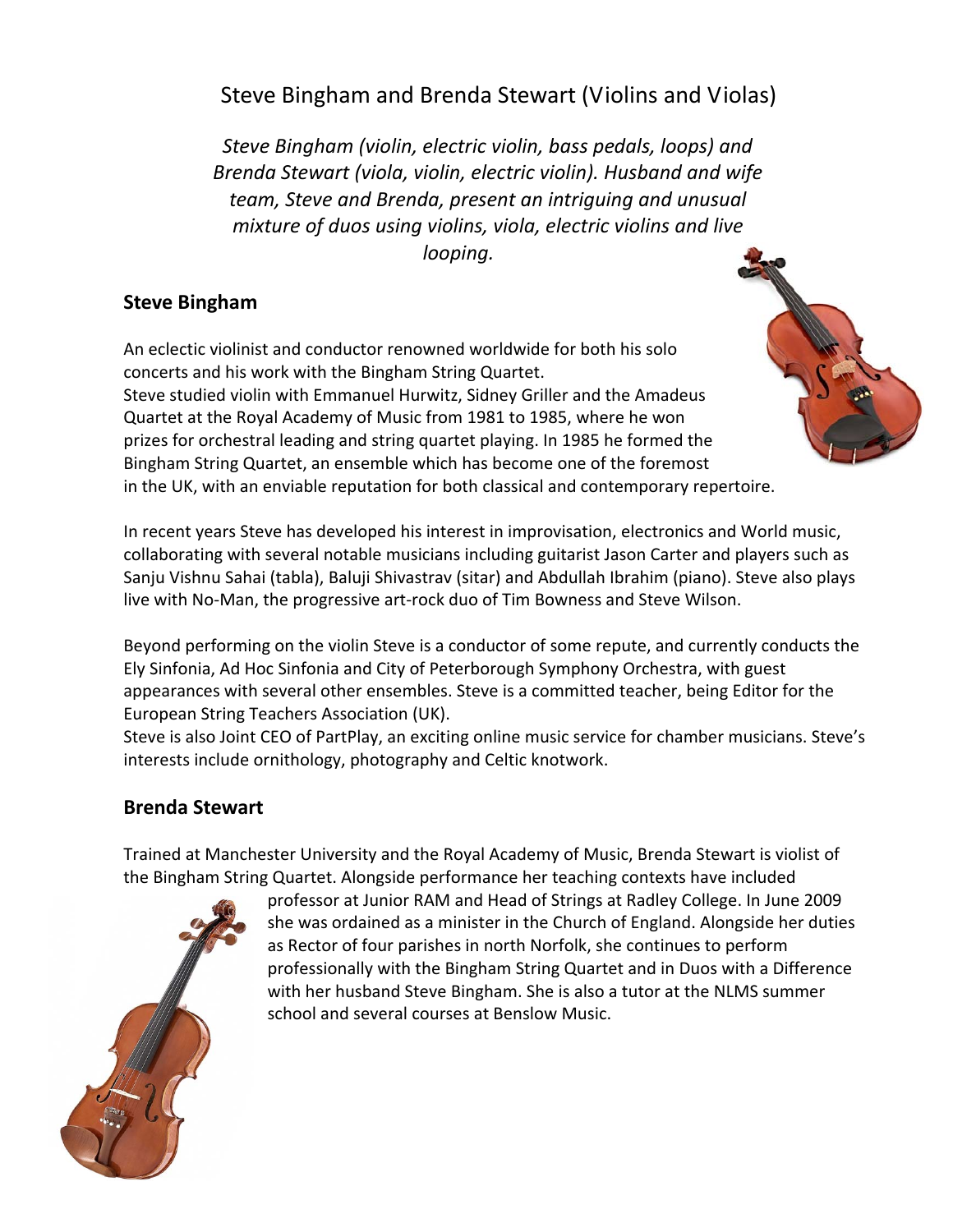# Steve Bingham and Brenda Stewart (Violins and Violas)

*Steve Bingham (violin, electric violin, bass pedals, loops) and Brenda Stewart (viola, violin, electric violin). Husband and wife team, Steve and Brenda, present an intriguing and unusual mixture of duos using violins, viola, electric violins and live looping.*

## Steve Bingham

An eclectic violinist and conductor renowned worldwide for both his solo concerts and his work with the Bingham String Quartet.
Steve studied violin with Emmanuel Hurwitz, Sidney Griller and the Amadeus Quartet at the Royal Academy of Music from 1981 to 1985, where he won prizes for orchestral leading and string quartet playing. In 1985 he formed the Bingham String Quartet, an ensemble which has become one of the foremost in the UK, with an enviable reputation for both classical and contemporary repertoire.

In recent years Steve has developed his interest in improvisation, electronics and World music, collaborating with several notable musicians including guitarist Jason Carter and players such as Sanju Vishnu Sahai (tabla), Baluji Shivastrav (sitar) and Abdullah Ibrahim (piano). Steve also plays live with No-Man, the progressive art-rock duo of Tim Bowness and Steve Wilson.

Beyond performing on the violin Steve is a conductor of some repute, and currently conducts the Ely Sinfonia, Ad Hoc Sinfonia and City of Peterborough Symphony Orchestra, with guest appearances with several other ensembles. Steve is a committed teacher, being Editor for the European String Teachers Association (UK).
Steve is also Joint CEO of PartPlay, an exciting online music service for chamber musicians. Steve's interests include ornithology, photography and Celtic knotwork.

## Brenda Stewart

Trained at Manchester University and the Royal Academy of Music, Brenda Stewart is violist of the Bingham String Quartet. Alongside performance her teaching contexts have included professor at Junior RAM and Head of Strings at Radley College. In June 2009 she was ordained as a minister in the Church of England. Alongside her duties as Rector of four parishes in north Norfolk, she continues to perform professionally with the Bingham String Quartet and in Duos with a Difference with her husband Steve Bingham. She is also a tutor at the NLMS summer school and several courses at Benslow Music.